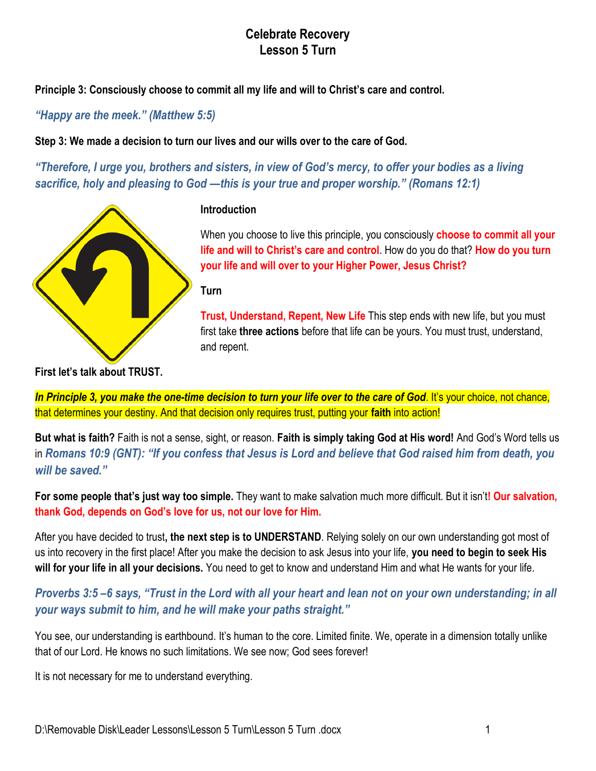# Celebrate Recovery
# Lesson 5 Turn

**Principle 3: Consciously choose to commit all my life and will to Christ's care and control.**

***"Happy are the meek." (Matthew 5:5)***

**Step 3: We made a decision to turn our lives and our wills over to the care of God.**

***"Therefore, I urge you, brothers and sisters, in view of God's mercy, to offer your bodies as a living sacrifice, holy and pleasing to God —this is your true and proper worship." (Romans 12:1)***

**Introduction**

When you choose to live this principle, you consciously **choose to commit all your life and will to Christ's care and control**. How do you do that? **How do you turn your life and will over to your Higher Power, Jesus Christ?**

**Turn**

**Trust, Understand, Repent, New Life** This step ends with new life, but you must first take **three actions** before that life can be yours. You must trust, understand, and repent.

**First let's talk about TRUST.**

***In Principle 3, you make the one-time decision to turn your life over to the care of God***. It's your choice, not chance, that determines your destiny. And that decision only requires trust, putting your **faith** into action!

**But what is faith?** Faith is not a sense, sight, or reason. **Faith is simply taking God at His word!** And God's Word tells us in ***Romans 10:9 (GNT): "If you confess that Jesus is Lord and believe that God raised him from death, you will be saved."***

**For some people that's just way too simple.** They want to make salvation much more difficult. But it isn't**! Our salvation, thank God, depends on God's love for us, not our love for Him.**

After you have decided to trust**, the next step is to UNDERSTAND**. Relying solely on our own understanding got most of us into recovery in the first place! After you make the decision to ask Jesus into your life, **you need to begin to seek His will for your life in all your decisions.** You need to get to know and understand Him and what He wants for your life.

***Proverbs 3:5 –6 says, "Trust in the Lord with all your heart and lean not on your own understanding; in all your ways submit to him, and he will make your paths straight."***

You see, our understanding is earthbound. It's human to the core. Limited finite. We, operate in a dimension totally unlike that of our Lord. He knows no such limitations. We see now; God sees forever!

It is not necessary for me to understand everything.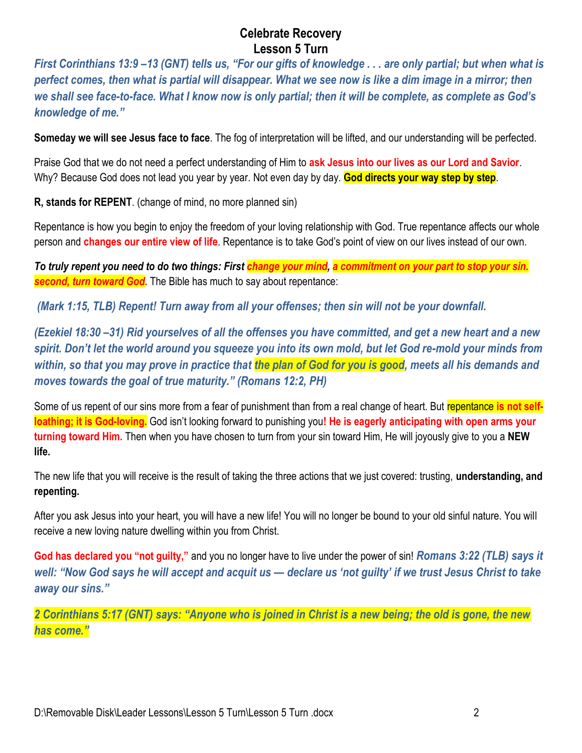# Celebrate Recovery
## Lesson 5 Turn

***First Corinthians 13:9 –13 (GNT) tells us, "For our gifts of knowledge . . . are only partial; but when what is perfect comes, then what is partial will disappear. What we see now is like a dim image in a mirror; then we shall see face-to-face. What I know now is only partial; then it will be complete, as complete as God's knowledge of me."***

**Someday we will see Jesus face to face**. The fog of interpretation will be lifted, and our understanding will be perfected.

Praise God that we do not need a perfect understanding of Him to **ask Jesus into our lives as our Lord and Savior**. Why? Because God does not lead you year by year. Not even day by day. **God directs your way step by step**.

**R, stands for REPENT**. (change of mind, no more planned sin)

Repentance is how you begin to enjoy the freedom of your loving relationship with God. True repentance affects our whole person and **changes our entire view of life**. Repentance is to take God's point of view on our lives instead of our own.

***To truly repent you need to do two things: First change your mind, a commitment on your part to stop your sin. second, turn toward God.*** The Bible has much to say about repentance:

***(Mark 1:15, TLB) Repent! Turn away from all your offenses; then sin will not be your downfall.***

***(Ezekiel 18:30 –31) Rid yourselves of all the offenses you have committed, and get a new heart and a new spirit. Don't let the world around you squeeze you into its own mold, but let God re-mold your minds from within, so that you may prove in practice that the plan of God for you is good, meets all his demands and moves towards the goal of true maturity." (Romans 12:2, PH)***

Some of us repent of our sins more from a fear of punishment than from a real change of heart. But repentance **is not self-loathing; it is God-loving.** God isn't looking forward to punishing you**! He is eagerly anticipating with open arms your turning toward Him.** Then when you have chosen to turn from your sin toward Him, He will joyously give to you a **NEW life.**

The new life that you will receive is the result of taking the three actions that we just covered: trusting, **understanding, and repenting.**

After you ask Jesus into your heart, you will have a new life! You will no longer be bound to your old sinful nature. You will receive a new loving nature dwelling within you from Christ.

**God has declared you "not guilty,"** and you no longer have to live under the power of sin! ***Romans 3:22 (TLB) says it well: "Now God says he will accept and acquit us — declare us 'not guilty' if we trust Jesus Christ to take away our sins."***

***2 Corinthians 5:17 (GNT) says: "Anyone who is joined in Christ is a new being; the old is gone, the new has come."***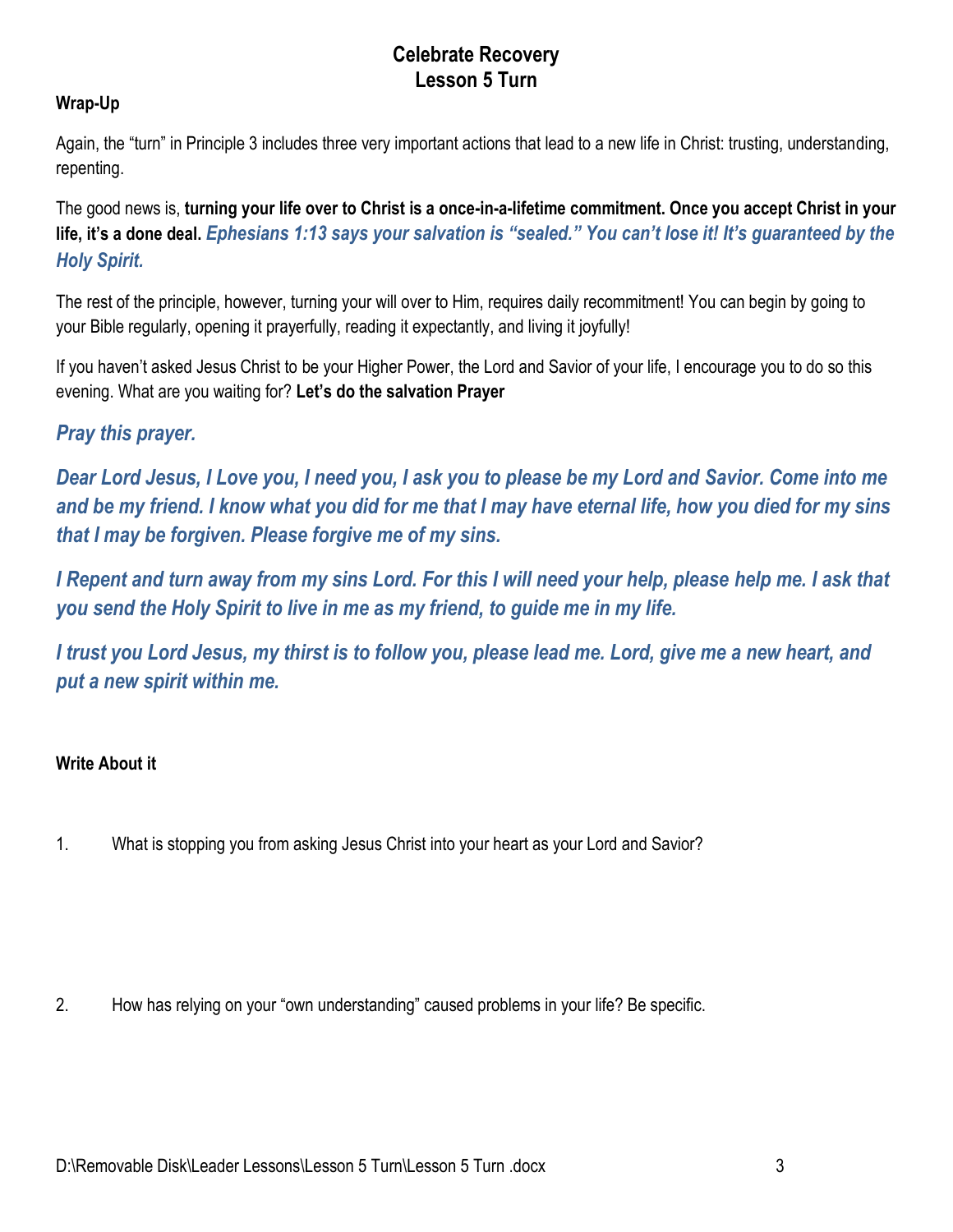# Celebrate Recovery
## Lesson 5 Turn

### Wrap-Up

Again, the “turn” in Principle 3 includes three very important actions that lead to a new life in Christ: trusting, understanding, repenting.

The good news is, **turning your life over to Christ is a once-in-a-lifetime commitment. Once you accept Christ in your life, it’s a done deal.** ***Ephesians 1:13 says your salvation is “sealed.” You can’t lose it! It’s guaranteed by the Holy Spirit.***

The rest of the principle, however, turning your will over to Him, requires daily recommitment! You can begin by going to your Bible regularly, opening it prayerfully, reading it expectantly, and living it joyfully!

If you haven’t asked Jesus Christ to be your Higher Power, the Lord and Savior of your life, I encourage you to do so this evening. What are you waiting for? **Let’s do the salvation Prayer**

***Pray this prayer.***

***Dear Lord Jesus, I Love you, I need you, I ask you to please be my Lord and Savior. Come into me and be my friend. I know what you did for me that I may have eternal life, how you died for my sins that I may be forgiven. Please forgive me of my sins.***

***I Repent and turn away from my sins Lord. For this I will need your help, please help me. I ask that you send the Holy Spirit to live in me as my friend, to guide me in my life.***

***I trust you Lord Jesus, my thirst is to follow you, please lead me. Lord, give me a new heart, and put a new spirit within me.***

### Write About it

1. What is stopping you from asking Jesus Christ into your heart as your Lord and Savior?

2. How has relying on your “own understanding” caused problems in your life? Be specific.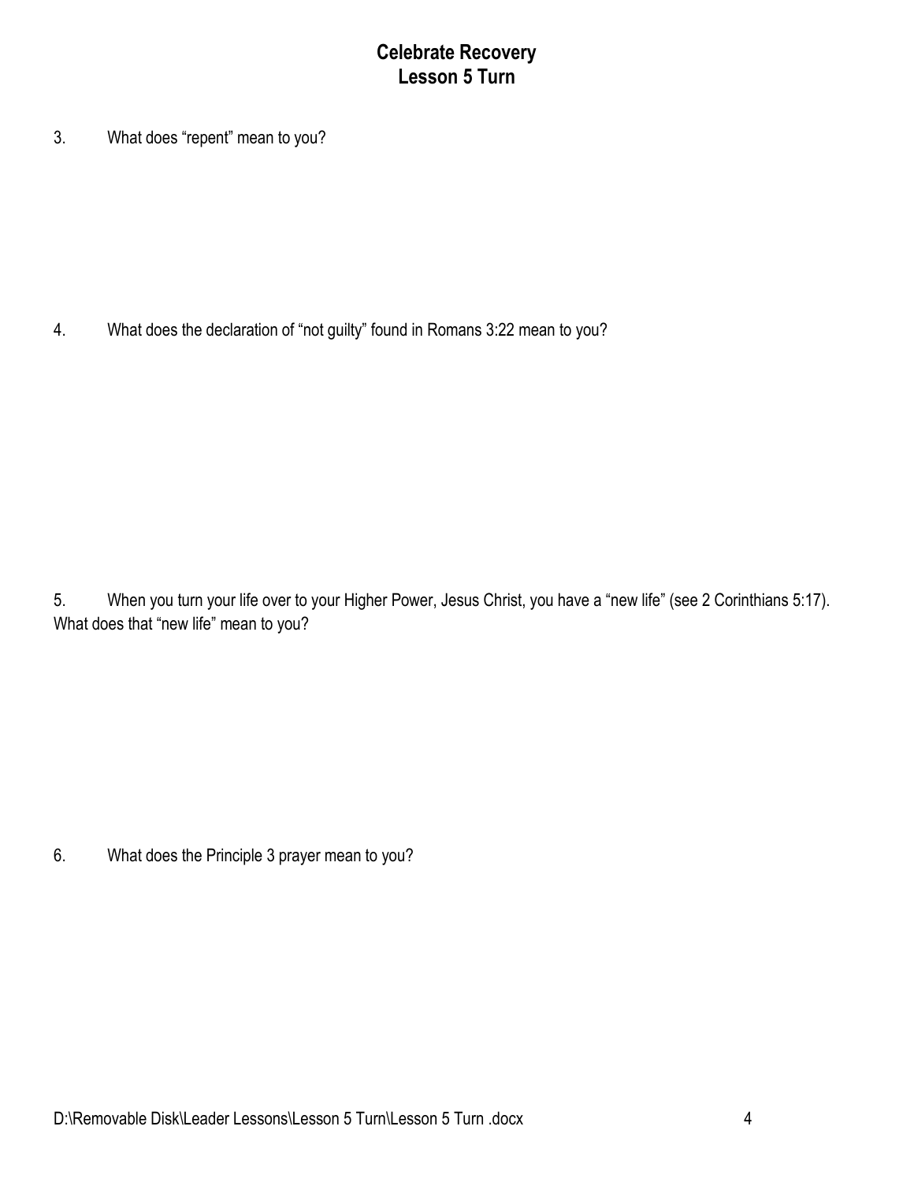# Celebrate Recovery
## Lesson 5 Turn

3. What does "repent" mean to you?

4. What does the declaration of "not guilty" found in Romans 3:22 mean to you?

5. When you turn your life over to your Higher Power, Jesus Christ, you have a "new life" (see 2 Corinthians 5:17). What does that "new life" mean to you?

6. What does the Principle 3 prayer mean to you?